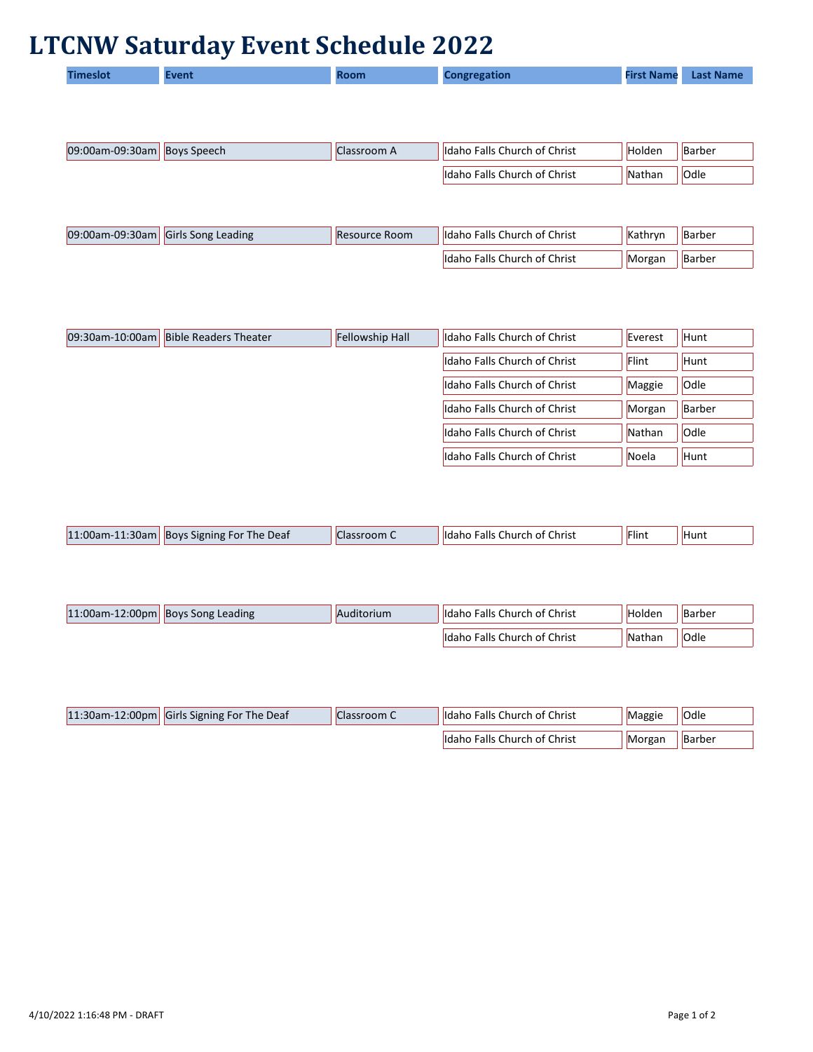# LTCNW Saturday Event Schedule 2022

| Timeslot | Event | Room | Congregation | First Name | Last Name |
|---|---|---|---|---|---|
| 09:00am-09:30am | Boys Speech | Classroom A | Idaho Falls Church of Christ | Holden | Barber |
| | | | Idaho Falls Church of Christ | Nathan | Odle |
| 09:00am-09:30am | Girls Song Leading | Resource Room | Idaho Falls Church of Christ | Kathryn | Barber |
| | | | Idaho Falls Church of Christ | Morgan | Barber |
| 09:30am-10:00am | Bible Readers Theater | Fellowship Hall | Idaho Falls Church of Christ | Everest | Hunt |
| | | | Idaho Falls Church of Christ | Flint | Hunt |
| | | | Idaho Falls Church of Christ | Maggie | Odle |
| | | | Idaho Falls Church of Christ | Morgan | Barber |
| | | | Idaho Falls Church of Christ | Nathan | Odle |
| | | | Idaho Falls Church of Christ | Noela | Hunt |
| 11:00am-11:30am | Boys Signing For The Deaf | Classroom C | Idaho Falls Church of Christ | Flint | Hunt |
| 11:00am-12:00pm | Boys Song Leading | Auditorium | Idaho Falls Church of Christ | Holden | Barber |
| | | | Idaho Falls Church of Christ | Nathan | Odle |
| 11:30am-12:00pm | Girls Signing For The Deaf | Classroom C | Idaho Falls Church of Christ | Maggie | Odle |
| | | | Idaho Falls Church of Christ | Morgan | Barber |

4/10/2022 1:16:48 PM - DRAFT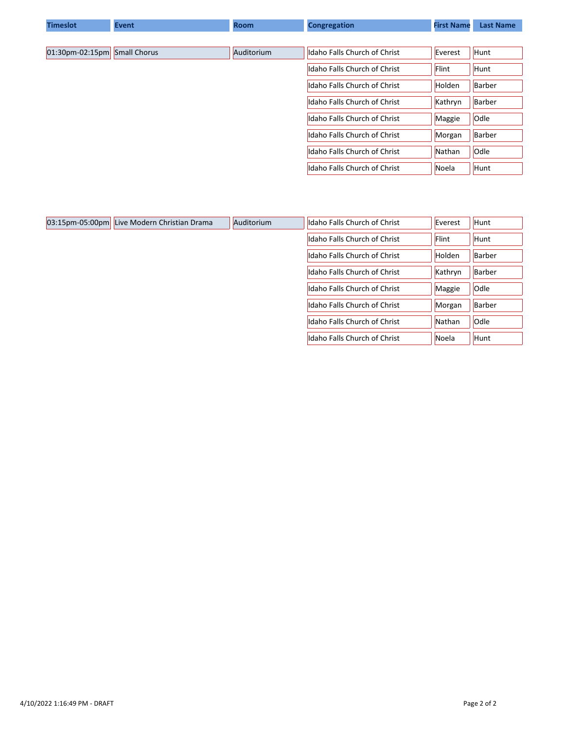| Timeslot | Event | Room | Congregation | First Name | Last Name |
|---|---|---|---|---|---|
| 01:30pm-02:15pm | Small Chorus | Auditorium | Idaho Falls Church of Christ | Everest | Hunt |
| | | | Idaho Falls Church of Christ | Flint | Hunt |
| | | | Idaho Falls Church of Christ | Holden | Barber |
| | | | Idaho Falls Church of Christ | Kathryn | Barber |
| | | | Idaho Falls Church of Christ | Maggie | Odle |
| | | | Idaho Falls Church of Christ | Morgan | Barber |
| | | | Idaho Falls Church of Christ | Nathan | Odle |
| | | | Idaho Falls Church of Christ | Noela | Hunt |
| 03:15pm-05:00pm | Live Modern Christian Drama | Auditorium | Idaho Falls Church of Christ | Everest | Hunt |
| | | | Idaho Falls Church of Christ | Flint | Hunt |
| | | | Idaho Falls Church of Christ | Holden | Barber |
| | | | Idaho Falls Church of Christ | Kathryn | Barber |
| | | | Idaho Falls Church of Christ | Maggie | Odle |
| | | | Idaho Falls Church of Christ | Morgan | Barber |
| | | | Idaho Falls Church of Christ | Nathan | Odle |
| | | | Idaho Falls Church of Christ | Noela | Hunt |

4/10/2022 1:16:49 PM - DRAFT